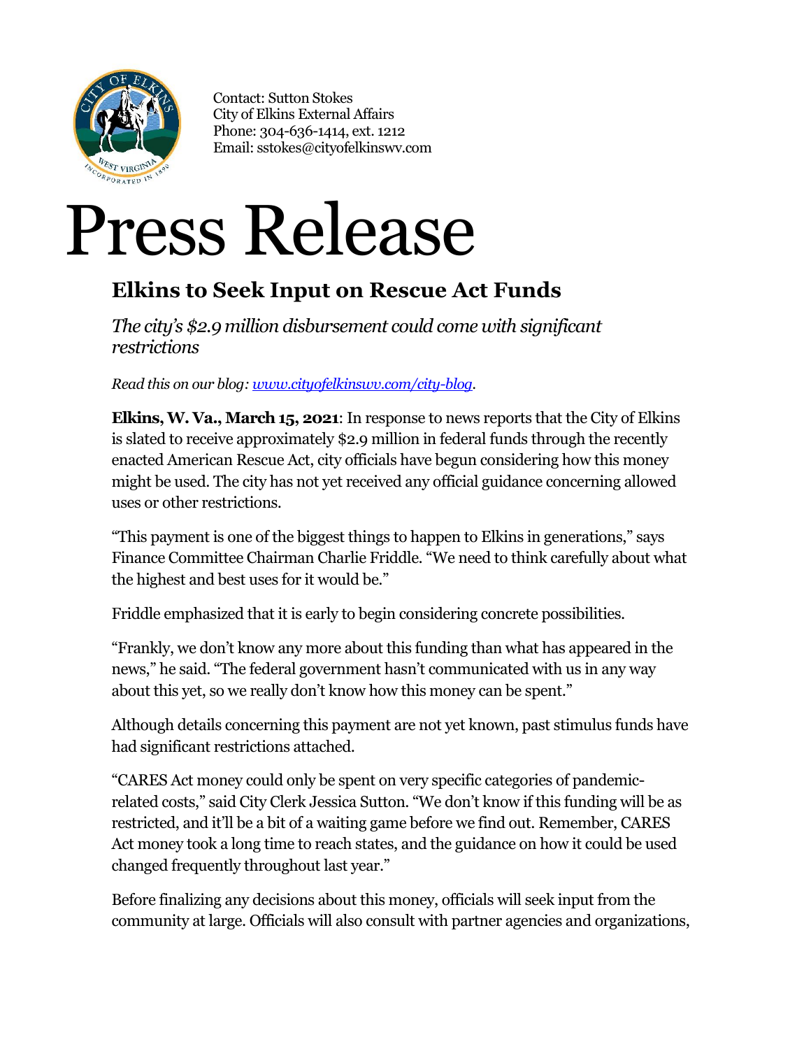Contact: Sutton Stokes
City of Elkins External Affairs
Phone: 304-636-1414, ext. 1212
Email: sstokes@cityofelkinswv.com

# Press Release

## Elkins to Seek Input on Rescue Act Funds

*The city's $2.9 million disbursement could come with significant restrictions*

*Read this on our blog: [www.cityofelkinswv.com/city-blog](www.cityofelkinswv.com/city-blog).*

**Elkins, W. Va., March 15, 2021**: In response to news reports that the City of Elkins is slated to receive approximately $2.9 million in federal funds through the recently enacted American Rescue Act, city officials have begun considering how this money might be used. The city has not yet received any official guidance concerning allowed uses or other restrictions.

"This payment is one of the biggest things to happen to Elkins in generations," says Finance Committee Chairman Charlie Friddle. "We need to think carefully about what the highest and best uses for it would be."

Friddle emphasized that it is early to begin considering concrete possibilities.

"Frankly, we don't know any more about this funding than what has appeared in the news," he said. "The federal government hasn't communicated with us in any way about this yet, so we really don't know how this money can be spent."

Although details concerning this payment are not yet known, past stimulus funds have had significant restrictions attached.

"CARES Act money could only be spent on very specific categories of pandemic-related costs," said City Clerk Jessica Sutton. "We don't know if this funding will be as restricted, and it'll be a bit of a waiting game before we find out. Remember, CARES Act money took a long time to reach states, and the guidance on how it could be used changed frequently throughout last year."

Before finalizing any decisions about this money, officials will seek input from the community at large. Officials will also consult with partner agencies and organizations,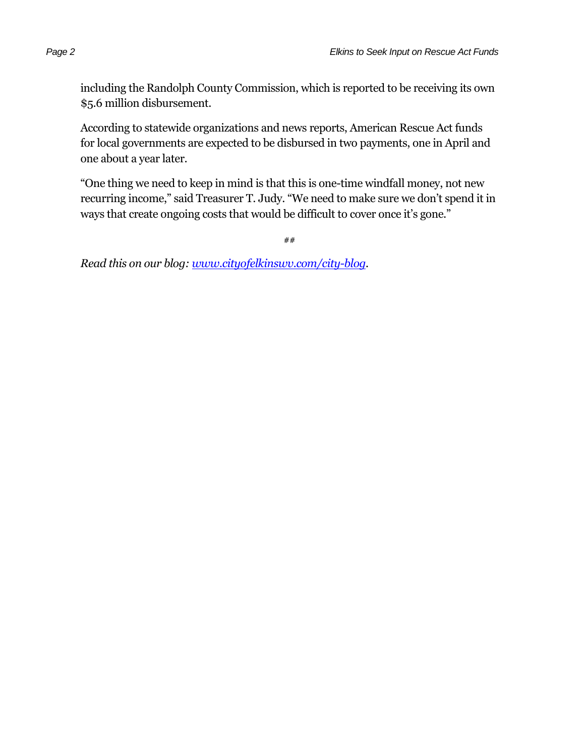including the Randolph County Commission, which is reported to be receiving its own $5.6 million disbursement.

According to statewide organizations and news reports, American Rescue Act funds for local governments are expected to be disbursed in two payments, one in April and one about a year later.

“One thing we need to keep in mind is that this is one-time windfall money, not new recurring income,” said Treasurer T. Judy. “We need to make sure we don’t spend it in ways that create ongoing costs that would be difficult to cover once it’s gone.”

##

*Read this on our blog: [www.cityofelkinswv.com/city-blog](www.cityofelkinswv.com/city-blog).*